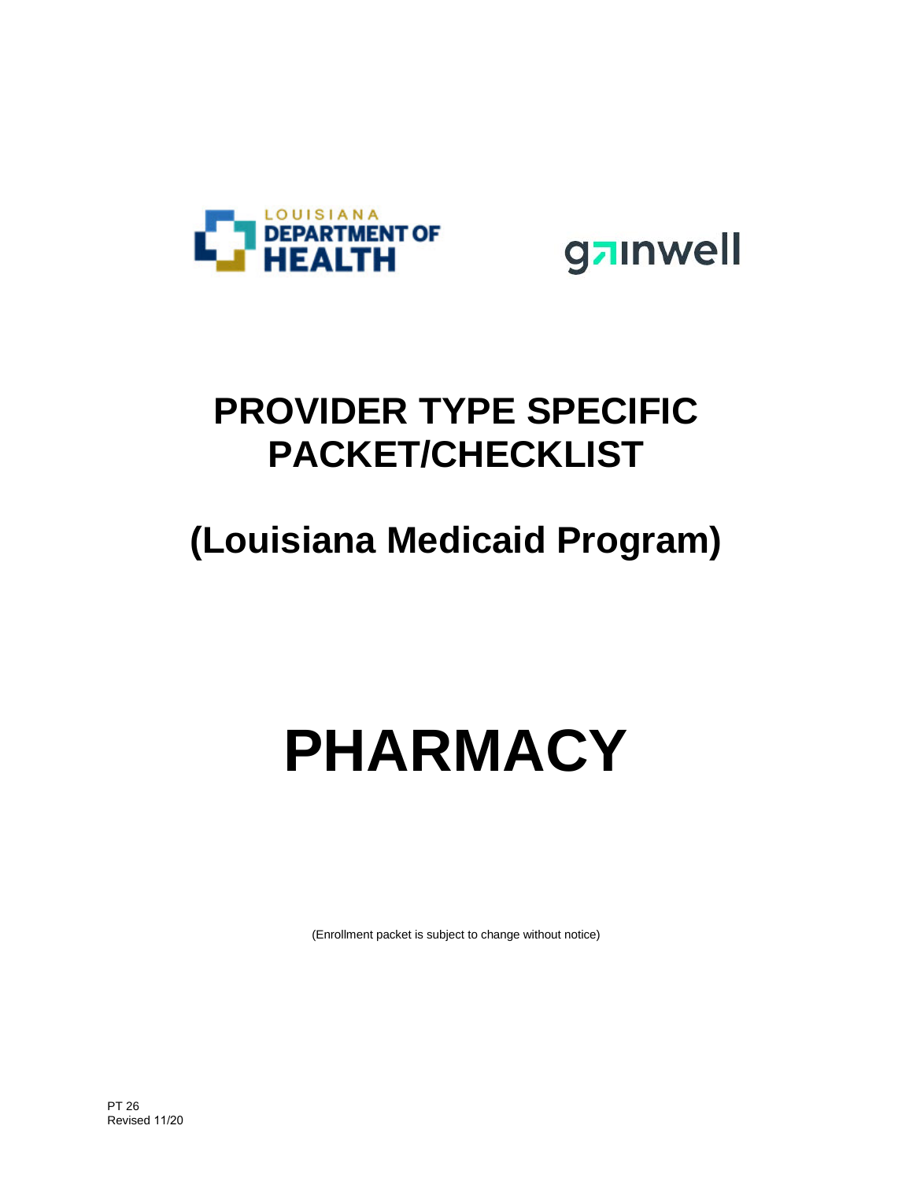LOUISIANA DEPARTMENT OF HEALTH

gainwell

# PROVIDER TYPE SPECIFIC PACKET/CHECKLIST

## (Louisiana Medicaid Program)

# PHARMACY

(Enrollment packet is subject to change without notice)

PT 26
Revised 11/20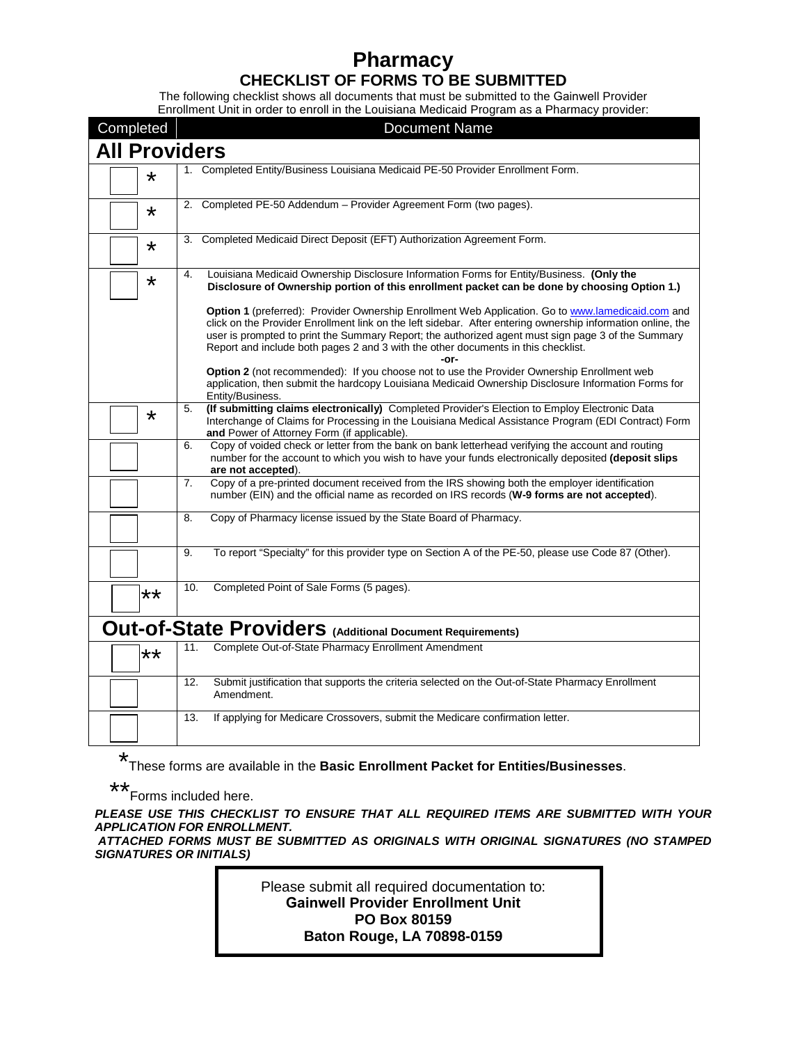# Pharmacy

## CHECKLIST OF FORMS TO BE SUBMITTED

The following checklist shows all documents that must be submitted to the Gainwell Provider Enrollment Unit in order to enroll in the Louisiana Medicaid Program as a Pharmacy provider:

| Completed | Document Name |
|---|---|
| **All Providers** | |
| ☐ * | 1. Completed Entity/Business Louisiana Medicaid PE-50 Provider Enrollment Form. |
| ☐ * | 2. Completed PE-50 Addendum – Provider Agreement Form (two pages). |
| ☐ * | 3. Completed Medicaid Direct Deposit (EFT) Authorization Agreement Form. |
| ☐ * | 4. Louisiana Medicaid Ownership Disclosure Information Forms for Entity/Business. **(Only the Disclosure of Ownership portion of this enrollment packet can be done by choosing Option 1.)**<br><br>**Option 1** (preferred): Provider Ownership Enrollment Web Application. Go to www.lamedicaid.com and click on the Provider Enrollment link on the left sidebar. After entering ownership information online, the user is prompted to print the Summary Report; the authorized agent must sign page 3 of the Summary Report and include both pages 2 and 3 with the other documents in this checklist.<br>**-or-**<br>**Option 2** (not recommended): If you choose not to use the Provider Ownership Enrollment web application, then submit the hardcopy Louisiana Medicaid Ownership Disclosure Information Forms for Entity/Business. |
| ☐ * | 5. **(If submitting claims electronically)** Completed Provider's Election to Employ Electronic Data Interchange of Claims for Processing in the Louisiana Medical Assistance Program (EDI Contract) Form **and** Power of Attorney Form (if applicable). |
| ☐ | 6. Copy of voided check or letter from the bank on bank letterhead verifying the account and routing number for the account to which you wish to have your funds electronically deposited **(deposit slips are not accepted)**. |
| ☐ | 7. Copy of a pre-printed document received from the IRS showing both the employer identification number (EIN) and the official name as recorded on IRS records (**W-9 forms are not accepted**). |
| ☐ | 8. Copy of Pharmacy license issued by the State Board of Pharmacy. |
| ☐ | 9. To report "Specialty" for this provider type on Section A of the PE-50, please use Code 87 (Other). |
| ☐ ** | 10. Completed Point of Sale Forms (5 pages). |
| **Out-of-State Providers** (Additional Document Requirements) | |
| ☐ ** | 11. Complete Out-of-State Pharmacy Enrollment Amendment |
| ☐ | 12. Submit justification that supports the criteria selected on the Out-of-State Pharmacy Enrollment Amendment. |
| ☐ | 13. If applying for Medicare Crossovers, submit the Medicare confirmation letter. |

*These forms are available in the **Basic Enrollment Packet for Entities/Businesses**.

**Forms included here.

***PLEASE USE THIS CHECKLIST TO ENSURE THAT ALL REQUIRED ITEMS ARE SUBMITTED WITH YOUR APPLICATION FOR ENROLLMENT.***

***ATTACHED FORMS MUST BE SUBMITTED AS ORIGINALS WITH ORIGINAL SIGNATURES (NO STAMPED SIGNATURES OR INITIALS)***

Please submit all required documentation to:
**Gainwell Provider Enrollment Unit**
**PO Box 80159**
**Baton Rouge, LA 70898-0159**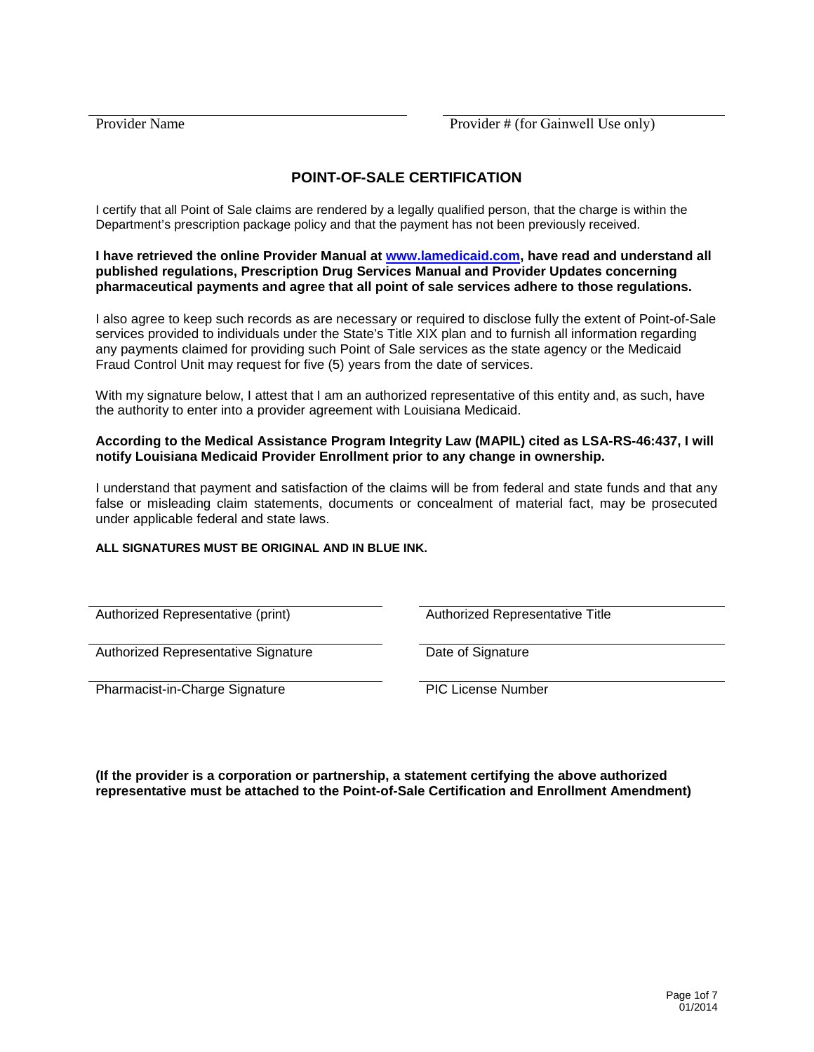Provider Name

Provider # (for Gainwell Use only)

## POINT-OF-SALE CERTIFICATION

I certify that all Point of Sale claims are rendered by a legally qualified person, that the charge is within the Department's prescription package policy and that the payment has not been previously received.

**I have retrieved the online Provider Manual at www.lamedicaid.com, have read and understand all published regulations, Prescription Drug Services Manual and Provider Updates concerning pharmaceutical payments and agree that all point of sale services adhere to those regulations.**

I also agree to keep such records as are necessary or required to disclose fully the extent of Point-of-Sale services provided to individuals under the State's Title XIX plan and to furnish all information regarding any payments claimed for providing such Point of Sale services as the state agency or the Medicaid Fraud Control Unit may request for five (5) years from the date of services.

With my signature below, I attest that I am an authorized representative of this entity and, as such, have the authority to enter into a provider agreement with Louisiana Medicaid.

**According to the Medical Assistance Program Integrity Law (MAPIL) cited as LSA-RS-46:437, I will notify Louisiana Medicaid Provider Enrollment prior to any change in ownership.**

I understand that payment and satisfaction of the claims will be from federal and state funds and that any false or misleading claim statements, documents or concealment of material fact, may be prosecuted under applicable federal and state laws.

**ALL SIGNATURES MUST BE ORIGINAL AND IN BLUE INK.**

Authorized Representative (print)

Authorized Representative Title

Authorized Representative Signature

Date of Signature

Pharmacist-in-Charge Signature

PIC License Number

**(If the provider is a corporation or partnership, a statement certifying the above authorized representative must be attached to the Point-of-Sale Certification and Enrollment Amendment)**

01/2014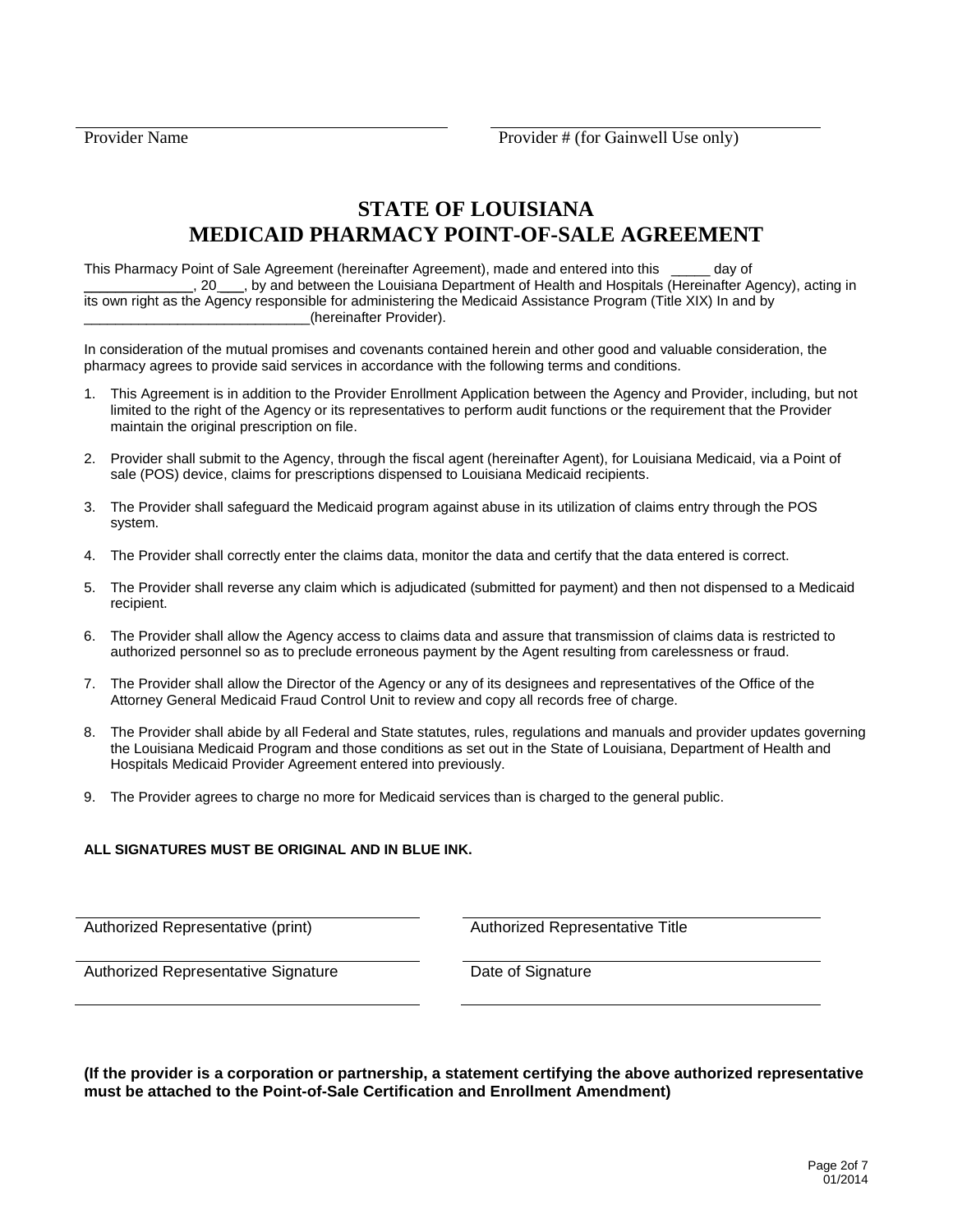Provider Name ______________________ Provider # (for Gainwell Use only) ______________________

# STATE OF LOUISIANA
# MEDICAID PHARMACY POINT-OF-SALE AGREEMENT

This Pharmacy Point of Sale Agreement (hereinafter Agreement), made and entered into this _____ day of _____________, 20___, by and between the Louisiana Department of Health and Hospitals (Hereinafter Agency), acting in its own right as the Agency responsible for administering the Medicaid Assistance Program (Title XIX) In and by _____________________________(hereinafter Provider).

In consideration of the mutual promises and covenants contained herein and other good and valuable consideration, the pharmacy agrees to provide said services in accordance with the following terms and conditions.

1. This Agreement is in addition to the Provider Enrollment Application between the Agency and Provider, including, but not limited to the right of the Agency or its representatives to perform audit functions or the requirement that the Provider maintain the original prescription on file.

2. Provider shall submit to the Agency, through the fiscal agent (hereinafter Agent), for Louisiana Medicaid, via a Point of sale (POS) device, claims for prescriptions dispensed to Louisiana Medicaid recipients.

3. The Provider shall safeguard the Medicaid program against abuse in its utilization of claims entry through the POS system.

4. The Provider shall correctly enter the claims data, monitor the data and certify that the data entered is correct.

5. The Provider shall reverse any claim which is adjudicated (submitted for payment) and then not dispensed to a Medicaid recipient.

6. The Provider shall allow the Agency access to claims data and assure that transmission of claims data is restricted to authorized personnel so as to preclude erroneous payment by the Agent resulting from carelessness or fraud.

7. The Provider shall allow the Director of the Agency or any of its designees and representatives of the Office of the Attorney General Medicaid Fraud Control Unit to review and copy all records free of charge.

8. The Provider shall abide by all Federal and State statutes, rules, regulations and manuals and provider updates governing the Louisiana Medicaid Program and those conditions as set out in the State of Louisiana, Department of Health and Hospitals Medicaid Provider Agreement entered into previously.

9. The Provider agrees to charge no more for Medicaid services than is charged to the general public.

**ALL SIGNATURES MUST BE ORIGINAL AND IN BLUE INK.**

| | |
|---|---|
| Authorized Representative (print) | Authorized Representative Title |
| Authorized Representative Signature | Date of Signature |

**(If the provider is a corporation or partnership, a statement certifying the above authorized representative must be attached to the Point-of-Sale Certification and Enrollment Amendment)**

01/2014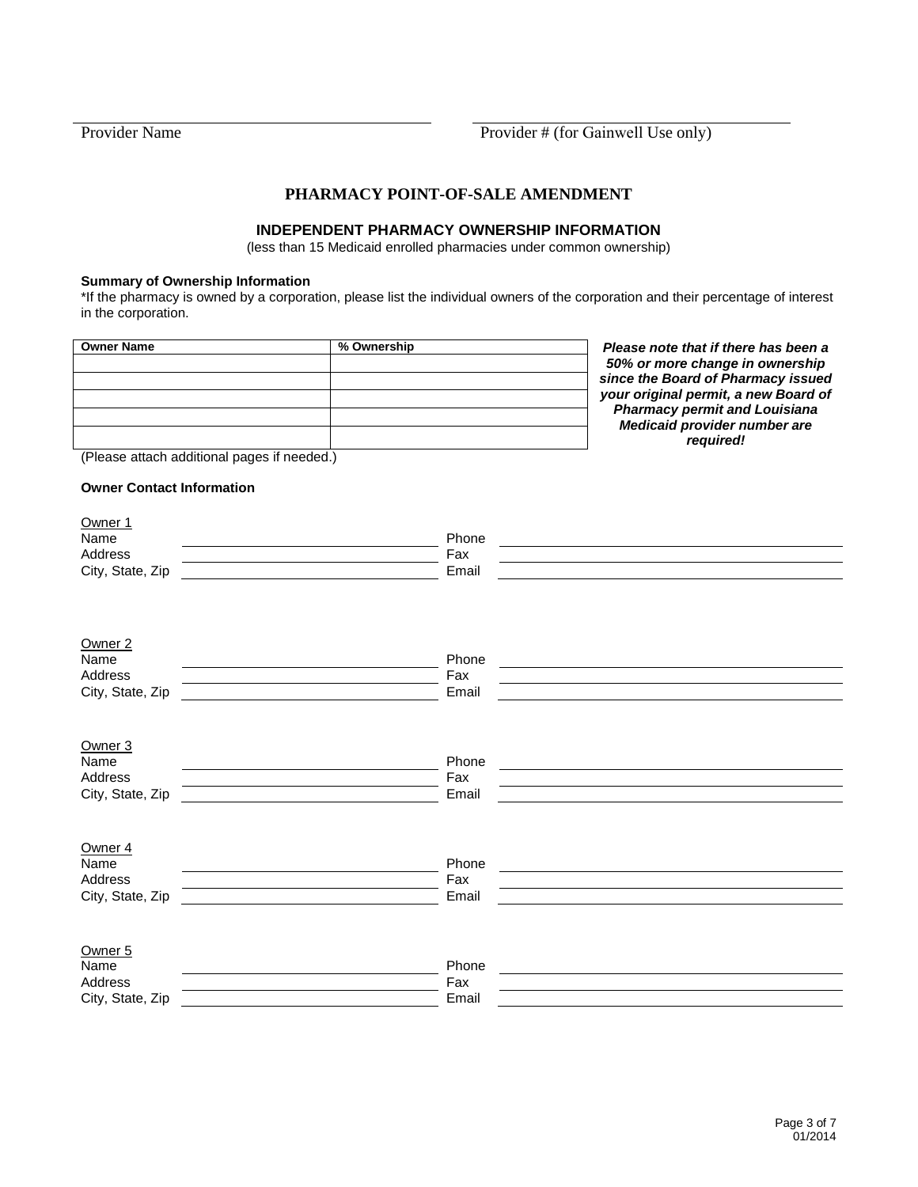Provider Name | Provider # (for Gainwell Use only)

# PHARMACY POINT-OF-SALE AMENDMENT

## INDEPENDENT PHARMACY OWNERSHIP INFORMATION

(less than 15 Medicaid enrolled pharmacies under common ownership)

**Summary of Ownership Information**

*If the pharmacy is owned by a corporation, please list the individual owners of the corporation and their percentage of interest in the corporation.

| Owner Name | % Ownership |
|---|---|
| | |
| | |
| | |
| | |
| | |

(Please attach additional pages if needed.)

***Please note that if there has been a 50% or more change in ownership since the Board of Pharmacy issued your original permit, a new Board of Pharmacy permit and Louisiana Medicaid provider number are required!***

**Owner Contact Information**

Owner 1
Name \_\_\_\_\_\_\_\_\_\_ Phone \_\_\_\_\_\_\_\_\_\_
Address \_\_\_\_\_\_\_\_\_\_ Fax \_\_\_\_\_\_\_\_\_\_
City, State, Zip \_\_\_\_\_\_\_\_\_\_ Email \_\_\_\_\_\_\_\_\_\_

Owner 2
Name \_\_\_\_\_\_\_\_\_\_ Phone \_\_\_\_\_\_\_\_\_\_
Address \_\_\_\_\_\_\_\_\_\_ Fax \_\_\_\_\_\_\_\_\_\_
City, State, Zip \_\_\_\_\_\_\_\_\_\_ Email \_\_\_\_\_\_\_\_\_\_

Owner 3
Name \_\_\_\_\_\_\_\_\_\_ Phone \_\_\_\_\_\_\_\_\_\_
Address \_\_\_\_\_\_\_\_\_\_ Fax \_\_\_\_\_\_\_\_\_\_
City, State, Zip \_\_\_\_\_\_\_\_\_\_ Email \_\_\_\_\_\_\_\_\_\_

Owner 4
Name \_\_\_\_\_\_\_\_\_\_ Phone \_\_\_\_\_\_\_\_\_\_
Address \_\_\_\_\_\_\_\_\_\_ Fax \_\_\_\_\_\_\_\_\_\_
City, State, Zip \_\_\_\_\_\_\_\_\_\_ Email \_\_\_\_\_\_\_\_\_\_

Owner 5
Name \_\_\_\_\_\_\_\_\_\_ Phone \_\_\_\_\_\_\_\_\_\_
Address \_\_\_\_\_\_\_\_\_\_ Fax \_\_\_\_\_\_\_\_\_\_
City, State, Zip \_\_\_\_\_\_\_\_\_\_ Email \_\_\_\_\_\_\_\_\_\_

01/2014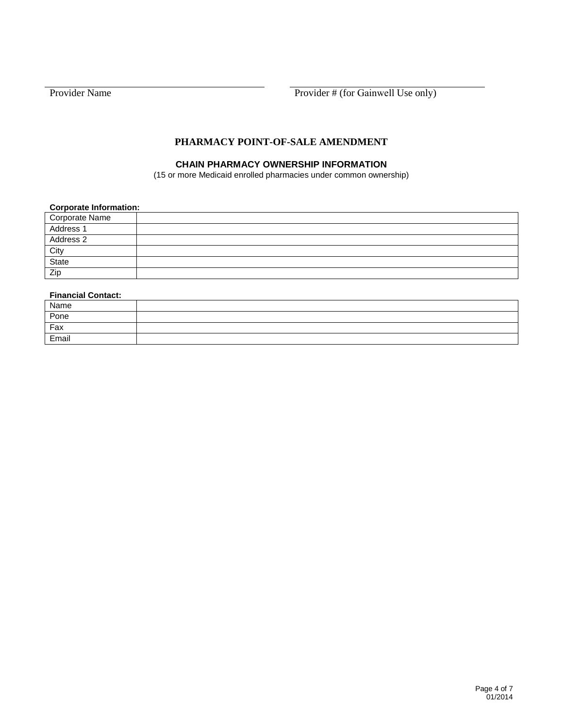Provider Name

Provider # (for Gainwell Use only)

## PHARMACY POINT-OF-SALE AMENDMENT

### CHAIN PHARMACY OWNERSHIP INFORMATION

(15 or more Medicaid enrolled pharmacies under common ownership)

**Corporate Information:**

| Corporate Name | |
|---|---|
| Address 1 | |
| Address 2 | |
| City | |
| State | |
| Zip | |

**Financial Contact:**

| Name | |
|---|---|
| Pone | |
| Fax | |
| Email | |

01/2014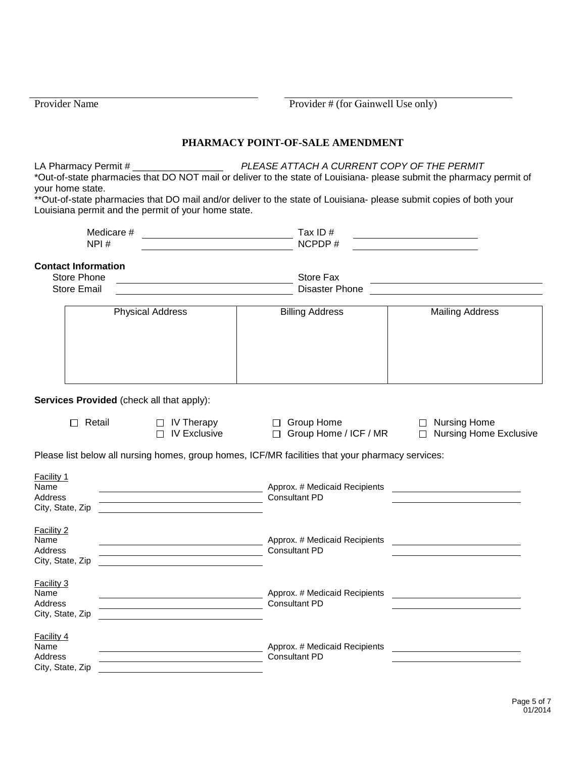Provider Name ______________________ Provider # (for Gainwell Use only) ______________________

## PHARMACY POINT-OF-SALE AMENDMENT

LA Pharmacy Permit # _________________ *PLEASE ATTACH A CURRENT COPY OF THE PERMIT*

*Out-of-state pharmacies that DO NOT mail or deliver to the state of Louisiana- please submit the pharmacy permit of your home state.

**Out-of-state pharmacies that DO mail and/or deliver to the state of Louisiana- please submit copies of both your Louisiana permit and the permit of your home state.

Medicare # ______________________ Tax ID # ______________________

NPI # ______________________ NCPDP # ______________________

**Contact Information**

Store Phone ______________________ Store Fax ______________________

Store Email ______________________ Disaster Phone ______________________

| Physical Address | Billing Address | Mailing Address |
|---|---|---|
| | | |

**Services Provided** (check all that apply):

- ☐ Retail
- ☐ IV Therapy
- ☐ IV Exclusive
- ☐ Group Home
- ☐ Group Home / ICF / MR
- ☐ Nursing Home
- ☐ Nursing Home Exclusive

Please list below all nursing homes, group homes, ICF/MR facilities that your pharmacy services:

Facility 1
Name ______________________ Approx. # Medicaid Recipients ______________________
Address ______________________ Consultant PD ______________________
City, State, Zip ______________________

Facility 2
Name ______________________ Approx. # Medicaid Recipients ______________________
Address ______________________ Consultant PD ______________________
City, State, Zip ______________________

Facility 3
Name ______________________ Approx. # Medicaid Recipients ______________________
Address ______________________ Consultant PD ______________________
City, State, Zip ______________________

Facility 4
Name ______________________ Approx. # Medicaid Recipients ______________________
Address ______________________ Consultant PD ______________________
City, State, Zip ______________________

01/2014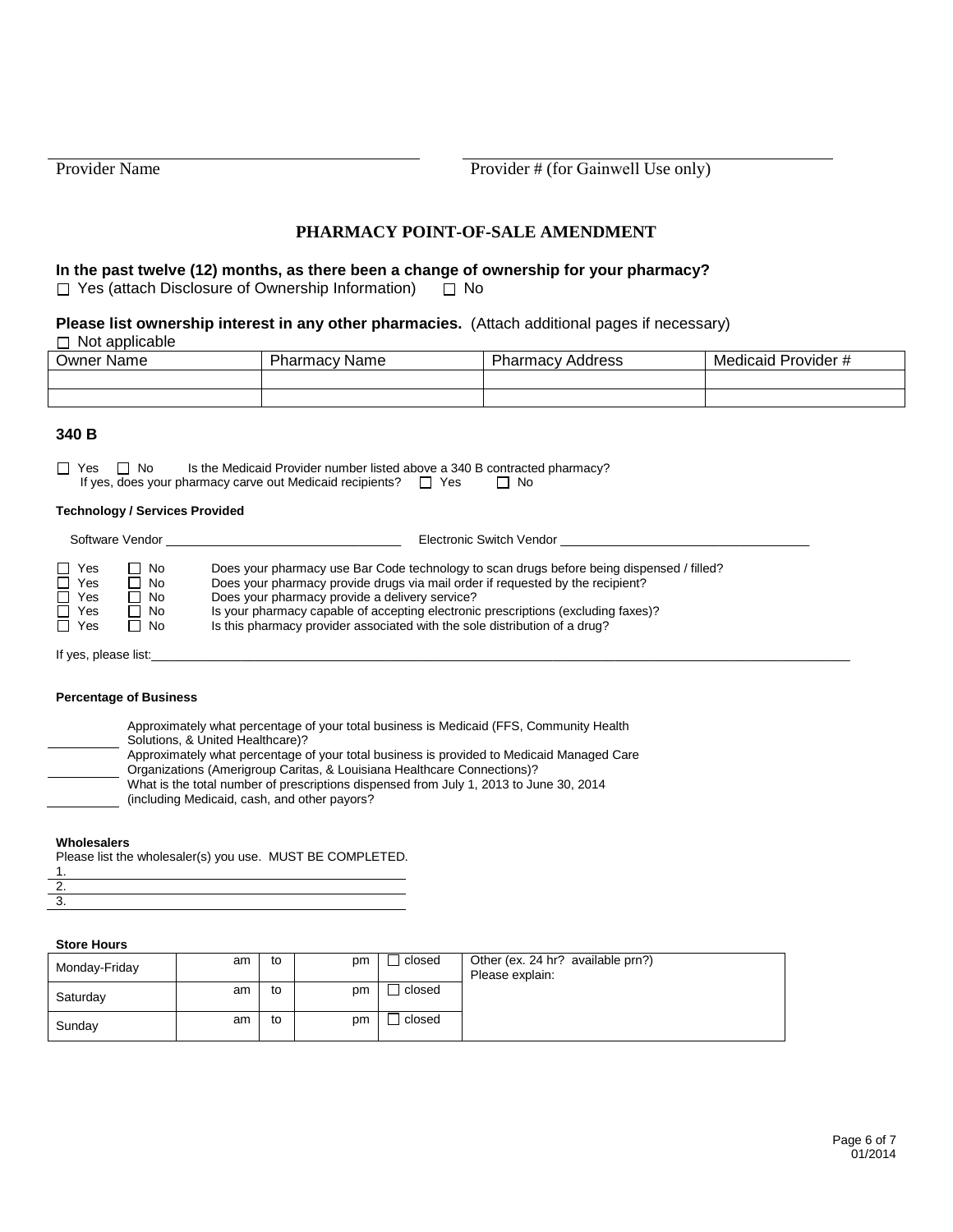Provider Name

Provider # (for Gainwell Use only)

## PHARMACY POINT-OF-SALE AMENDMENT

**In the past twelve (12) months, as there been a change of ownership for your pharmacy?**

☐ Yes (attach Disclosure of Ownership Information) ☐ No

**Please list ownership interest in any other pharmacies.** (Attach additional pages if necessary)

☐ Not applicable

| Owner Name | Pharmacy Name | Pharmacy Address | Medicaid Provider # |
|---|---|---|---|
| | | | |
| | | | |

### 340 B

☐ Yes ☐ No Is the Medicaid Provider number listed above a 340 B contracted pharmacy?
If yes, does your pharmacy carve out Medicaid recipients? ☐ Yes ☐ No

**Technology / Services Provided**

Software Vendor ______________________ Electronic Switch Vendor ______________________

☐ Yes ☐ No Does your pharmacy use Bar Code technology to scan drugs before being dispensed / filled?
☐ Yes ☐ No Does your pharmacy provide drugs via mail order if requested by the recipient?
☐ Yes ☐ No Does your pharmacy provide a delivery service?
☐ Yes ☐ No Is your pharmacy capable of accepting electronic prescriptions (excluding faxes)?
☐ Yes ☐ No Is this pharmacy provider associated with the sole distribution of a drug?

If yes, please list: ______________________

**Percentage of Business**

______ Approximately what percentage of your total business is Medicaid (FFS, Community Health Solutions, & United Healthcare)?

______ Approximately what percentage of your total business is provided to Medicaid Managed Care Organizations (Amerigroup Caritas, & Louisiana Healthcare Connections)?

______ What is the total number of prescriptions dispensed from July 1, 2013 to June 30, 2014 (including Medicaid, cash, and other payors?

**Wholesalers**

Please list the wholesaler(s) you use. MUST BE COMPLETED.

1. ______________________
2. ______________________
3. ______________________

**Store Hours**

| | | | | | Other (ex. 24 hr? available prn?) Please explain: |
|---|---|---|---|---|---|
| Monday-Friday | am | to | pm | ☐ closed | |
| Saturday | am | to | pm | ☐ closed | |
| Sunday | am | to | pm | ☐ closed | |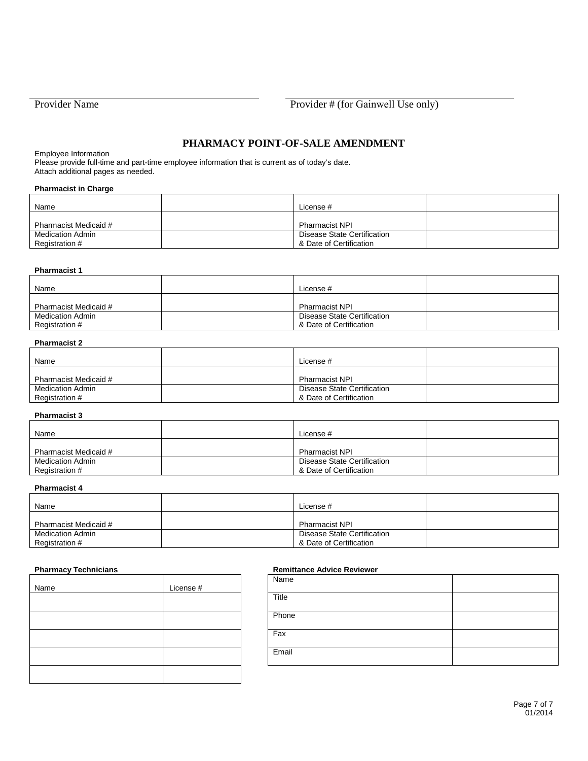Provider Name ______________________ Provider # (for Gainwell Use only) ______________________

## PHARMACY POINT-OF-SALE AMENDMENT

Employee Information
Please provide full-time and part-time employee information that is current as of today's date.
Attach additional pages as needed.

**Pharmacist in Charge**

| | | | |
|---|---|---|---|
| Name | | License # | |
| Pharmacist Medicaid # | | Pharmacist NPI | |
| Medication Admin Registration # | | Disease State Certification & Date of Certification | |

**Pharmacist 1**

| | | | |
|---|---|---|---|
| Name | | License # | |
| Pharmacist Medicaid # | | Pharmacist NPI | |
| Medication Admin Registration # | | Disease State Certification & Date of Certification | |

**Pharmacist 2**

| | | | |
|---|---|---|---|
| Name | | License # | |
| Pharmacist Medicaid # | | Pharmacist NPI | |
| Medication Admin Registration # | | Disease State Certification & Date of Certification | |

**Pharmacist 3**

| | | | |
|---|---|---|---|
| Name | | License # | |
| Pharmacist Medicaid # | | Pharmacist NPI | |
| Medication Admin Registration # | | Disease State Certification & Date of Certification | |

**Pharmacist 4**

| | | | |
|---|---|---|---|
| Name | | License # | |
| Pharmacist Medicaid # | | Pharmacist NPI | |
| Medication Admin Registration # | | Disease State Certification & Date of Certification | |

**Pharmacy Technicians**

| Name | License # |
|---|---|
| | |
| | |
| | |
| | |
| | |

**Remittance Advice Reviewer**

| | |
|---|---|
| Name | |
| Title | |
| Phone | |
| Fax | |
| Email | |

01/2014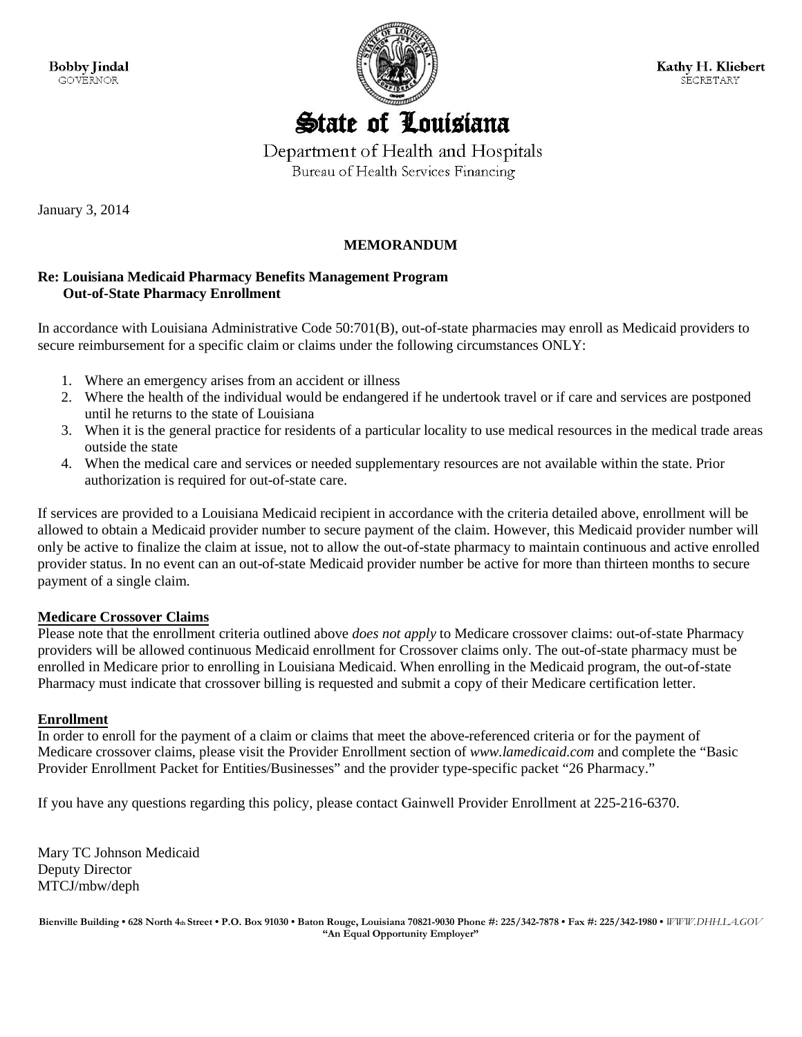Bobby Jindal
GOVERNOR

Kathy H. Kliebert
SECRETARY

# State of Louisiana

Department of Health and Hospitals
Bureau of Health Services Financing

January 3, 2014

**MEMORANDUM**

**Re: Louisiana Medicaid Pharmacy Benefits Management Program**
**Out-of-State Pharmacy Enrollment**

In accordance with Louisiana Administrative Code 50:701(B), out-of-state pharmacies may enroll as Medicaid providers to secure reimbursement for a specific claim or claims under the following circumstances ONLY:

1. Where an emergency arises from an accident or illness
2. Where the health of the individual would be endangered if he undertook travel or if care and services are postponed until he returns to the state of Louisiana
3. When it is the general practice for residents of a particular locality to use medical resources in the medical trade areas outside the state
4. When the medical care and services or needed supplementary resources are not available within the state. Prior authorization is required for out-of-state care.

If services are provided to a Louisiana Medicaid recipient in accordance with the criteria detailed above, enrollment will be allowed to obtain a Medicaid provider number to secure payment of the claim. However, this Medicaid provider number will only be active to finalize the claim at issue, not to allow the out-of-state pharmacy to maintain continuous and active enrolled provider status. In no event can an out-of-state Medicaid provider number be active for more than thirteen months to secure payment of a single claim.

**Medicare Crossover Claims**

Please note that the enrollment criteria outlined above *does not apply* to Medicare crossover claims: out-of-state Pharmacy providers will be allowed continuous Medicaid enrollment for Crossover claims only. The out-of-state pharmacy must be enrolled in Medicare prior to enrolling in Louisiana Medicaid. When enrolling in the Medicaid program, the out-of-state Pharmacy must indicate that crossover billing is requested and submit a copy of their Medicare certification letter.

**Enrollment**

In order to enroll for the payment of a claim or claims that meet the above-referenced criteria or for the payment of Medicare crossover claims, please visit the Provider Enrollment section of *www.lamedicaid.com* and complete the "Basic Provider Enrollment Packet for Entities/Businesses" and the provider type-specific packet "26 Pharmacy."

If you have any questions regarding this policy, please contact Gainwell Provider Enrollment at 225-216-6370.

Mary TC Johnson Medicaid
Deputy Director
MTCJ/mbw/deph

Bienville Building • 628 North 4th Street • P.O. Box 91030 • Baton Rouge, Louisiana 70821-9030 Phone #: 225/342-7878 • Fax #: 225/342-1980 • WWW.DHH.LA.GOV
"An Equal Opportunity Employer"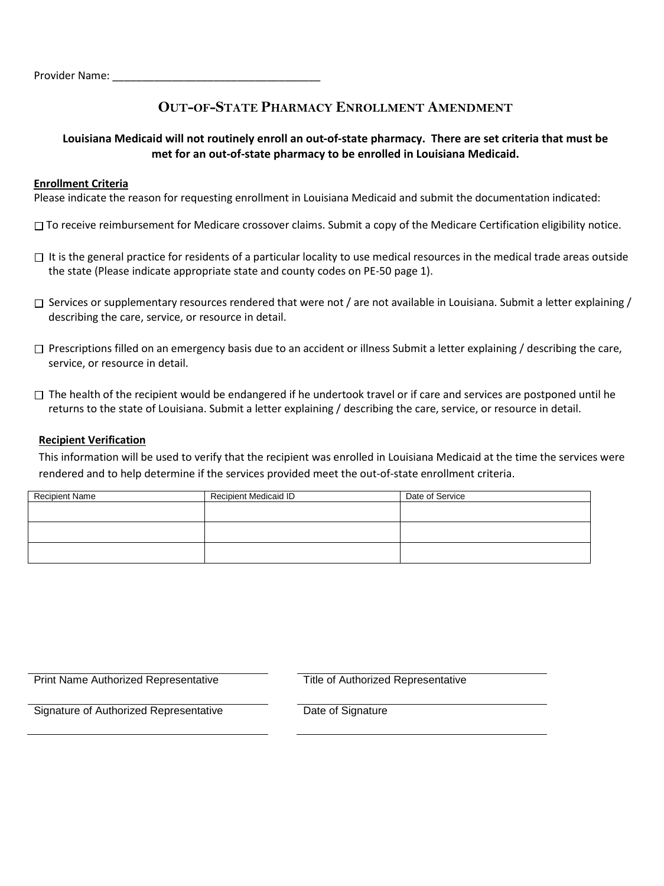Provider Name: ___________________________________

# Out-of-State Pharmacy Enrollment Amendment

**Louisiana Medicaid will not routinely enroll an out-of-state pharmacy. There are set criteria that must be met for an out-of-state pharmacy to be enrolled in Louisiana Medicaid.**

**Enrollment Criteria**

Please indicate the reason for requesting enrollment in Louisiana Medicaid and submit the documentation indicated:

☐ To receive reimbursement for Medicare crossover claims. Submit a copy of the Medicare Certification eligibility notice.

☐ It is the general practice for residents of a particular locality to use medical resources in the medical trade areas outside the state (Please indicate appropriate state and county codes on PE-50 page 1).

☐ Services or supplementary resources rendered that were not / are not available in Louisiana. Submit a letter explaining / describing the care, service, or resource in detail.

☐ Prescriptions filled on an emergency basis due to an accident or illness Submit a letter explaining / describing the care, service, or resource in detail.

☐ The health of the recipient would be endangered if he undertook travel or if care and services are postponed until he returns to the state of Louisiana. Submit a letter explaining / describing the care, service, or resource in detail.

**Recipient Verification**

This information will be used to verify that the recipient was enrolled in Louisiana Medicaid at the time the services were rendered and to help determine if the services provided meet the out-of-state enrollment criteria.

| Recipient Name | Recipient Medicaid ID | Date of Service |
|---|---|---|
| | | |
| | | |
| | | |

Print Name Authorized Representative ___________________________

Title of Authorized Representative ___________________________

Signature of Authorized Representative ___________________________

Date of Signature ___________________________